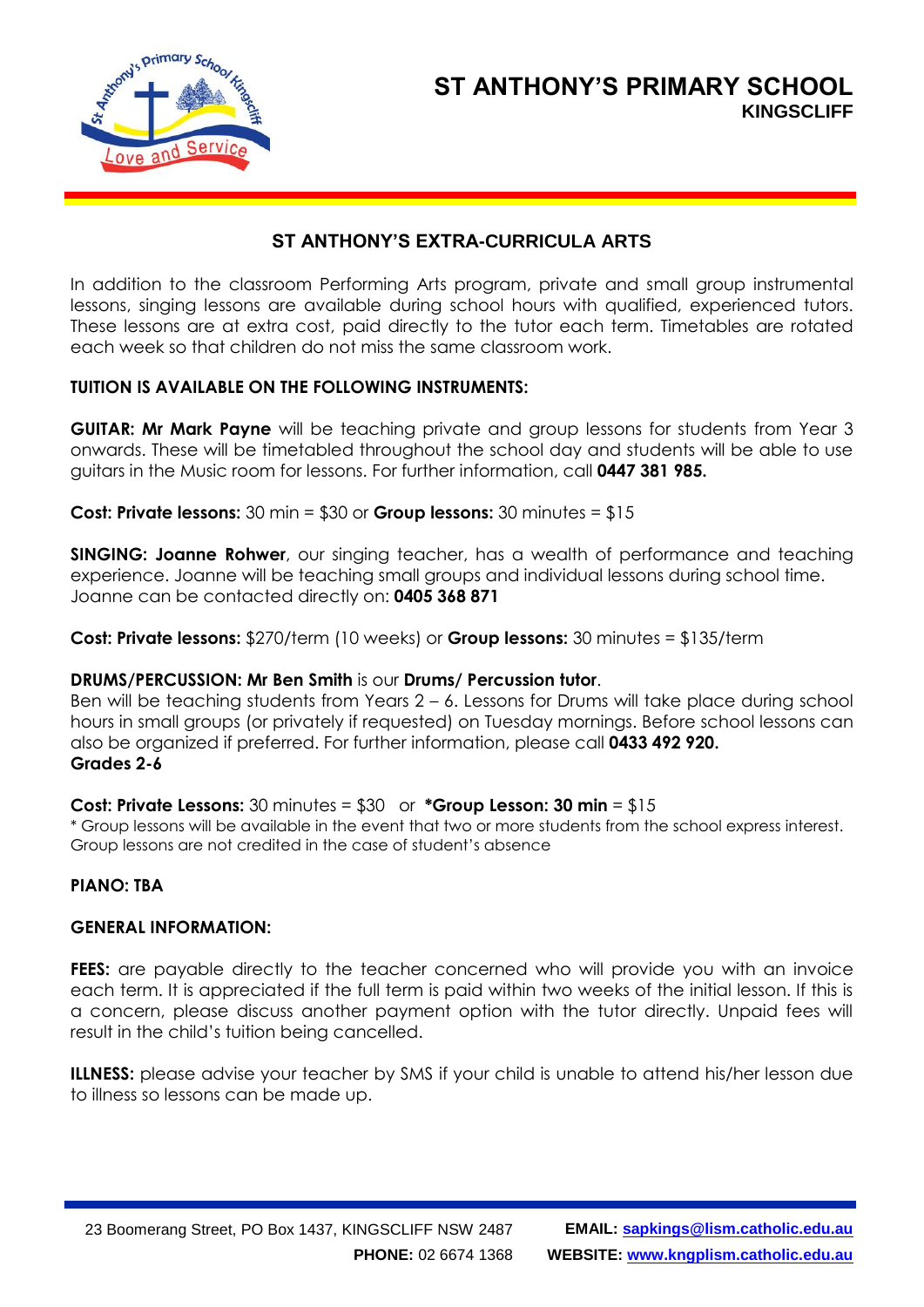# ST ANTHONY'S PRIMARY SCHOOL
**KINGSCLIFF**

## ST ANTHONY'S EXTRA-CURRICULA ARTS

In addition to the classroom Performing Arts program, private and small group instrumental lessons, singing lessons are available during school hours with qualified, experienced tutors. These lessons are at extra cost, paid directly to the tutor each term. Timetables are rotated each week so that children do not miss the same classroom work.

**TUITION IS AVAILABLE ON THE FOLLOWING INSTRUMENTS:**

**GUITAR: Mr Mark Payne** will be teaching private and group lessons for students from Year 3 onwards. These will be timetabled throughout the school day and students will be able to use guitars in the Music room for lessons. For further information, call **0447 381 985.**

**Cost: Private lessons:** 30 min = $30 or **Group lessons:** 30 minutes = $15

**SINGING: Joanne Rohwer**, our singing teacher, has a wealth of performance and teaching experience. Joanne will be teaching small groups and individual lessons during school time. Joanne can be contacted directly on: **0405 368 871**

**Cost: Private lessons:** $270/term (10 weeks) or **Group lessons:** 30 minutes = $135/term

**DRUMS/PERCUSSION: Mr Ben Smith** is our **Drums/ Percussion tutor**.
Ben will be teaching students from Years 2 – 6. Lessons for Drums will take place during school hours in small groups (or privately if requested) on Tuesday mornings. Before school lessons can also be organized if preferred. For further information, please call **0433 492 920.**
**Grades 2-6**

**Cost: Private Lessons:** 30 minutes = $30 or ***Group Lesson: 30 min** = $15
* Group lessons will be available in the event that two or more students from the school express interest. Group lessons are not credited in the case of student's absence

**PIANO: TBA**

**GENERAL INFORMATION:**

**FEES:** are payable directly to the teacher concerned who will provide you with an invoice each term. It is appreciated if the full term is paid within two weeks of the initial lesson. If this is a concern, please discuss another payment option with the tutor directly. Unpaid fees will result in the child's tuition being cancelled.

**ILLNESS:** please advise your teacher by SMS if your child is unable to attend his/her lesson due to illness so lessons can be made up.

23 Boomerang Street, PO Box 1437, KINGSCLIFF NSW 2487 **EMAIL:** sapkings@lism.catholic.edu.au
**PHONE:** 02 6674 1368 **WEBSITE:** www.kngplism.catholic.edu.au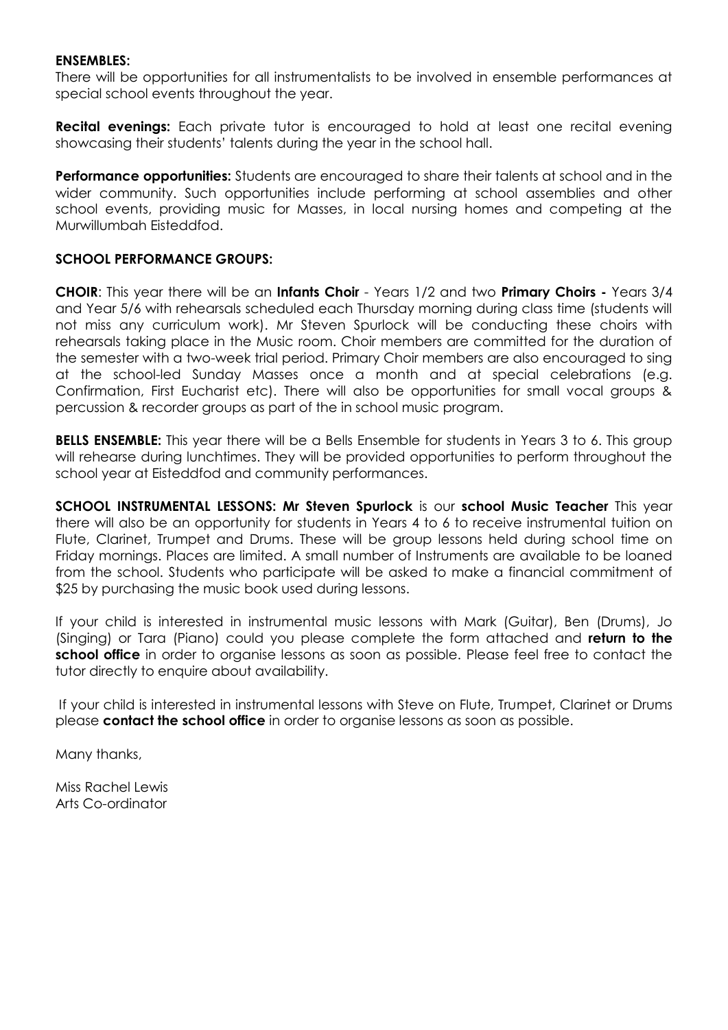**ENSEMBLES:**
There will be opportunities for all instrumentalists to be involved in ensemble performances at special school events throughout the year.

**Recital evenings:** Each private tutor is encouraged to hold at least one recital evening showcasing their students' talents during the year in the school hall.

**Performance opportunities:** Students are encouraged to share their talents at school and in the wider community. Such opportunities include performing at school assemblies and other school events, providing music for Masses, in local nursing homes and competing at the Murwillumbah Eisteddfod.

**SCHOOL PERFORMANCE GROUPS:**

**CHOIR**: This year there will be an **Infants Choir** - Years 1/2 and two **Primary Choirs -** Years 3/4 and Year 5/6 with rehearsals scheduled each Thursday morning during class time (students will not miss any curriculum work). Mr Steven Spurlock will be conducting these choirs with rehearsals taking place in the Music room. Choir members are committed for the duration of the semester with a two-week trial period. Primary Choir members are also encouraged to sing at the school-led Sunday Masses once a month and at special celebrations (e.g. Confirmation, First Eucharist etc). There will also be opportunities for small vocal groups & percussion & recorder groups as part of the in school music program.

**BELLS ENSEMBLE:** This year there will be a Bells Ensemble for students in Years 3 to 6. This group will rehearse during lunchtimes. They will be provided opportunities to perform throughout the school year at Eisteddfod and community performances.

**SCHOOL INSTRUMENTAL LESSONS: Mr Steven Spurlock** is our **school Music Teacher** This year there will also be an opportunity for students in Years 4 to 6 to receive instrumental tuition on Flute, Clarinet, Trumpet and Drums. These will be group lessons held during school time on Friday mornings. Places are limited. A small number of Instruments are available to be loaned from the school. Students who participate will be asked to make a financial commitment of $25 by purchasing the music book used during lessons.

If your child is interested in instrumental music lessons with Mark (Guitar), Ben (Drums), Jo (Singing) or Tara (Piano) could you please complete the form attached and **return to the school office** in order to organise lessons as soon as possible. Please feel free to contact the tutor directly to enquire about availability.

If your child is interested in instrumental lessons with Steve on Flute, Trumpet, Clarinet or Drums please **contact the school office** in order to organise lessons as soon as possible.

Many thanks,

Miss Rachel Lewis
Arts Co-ordinator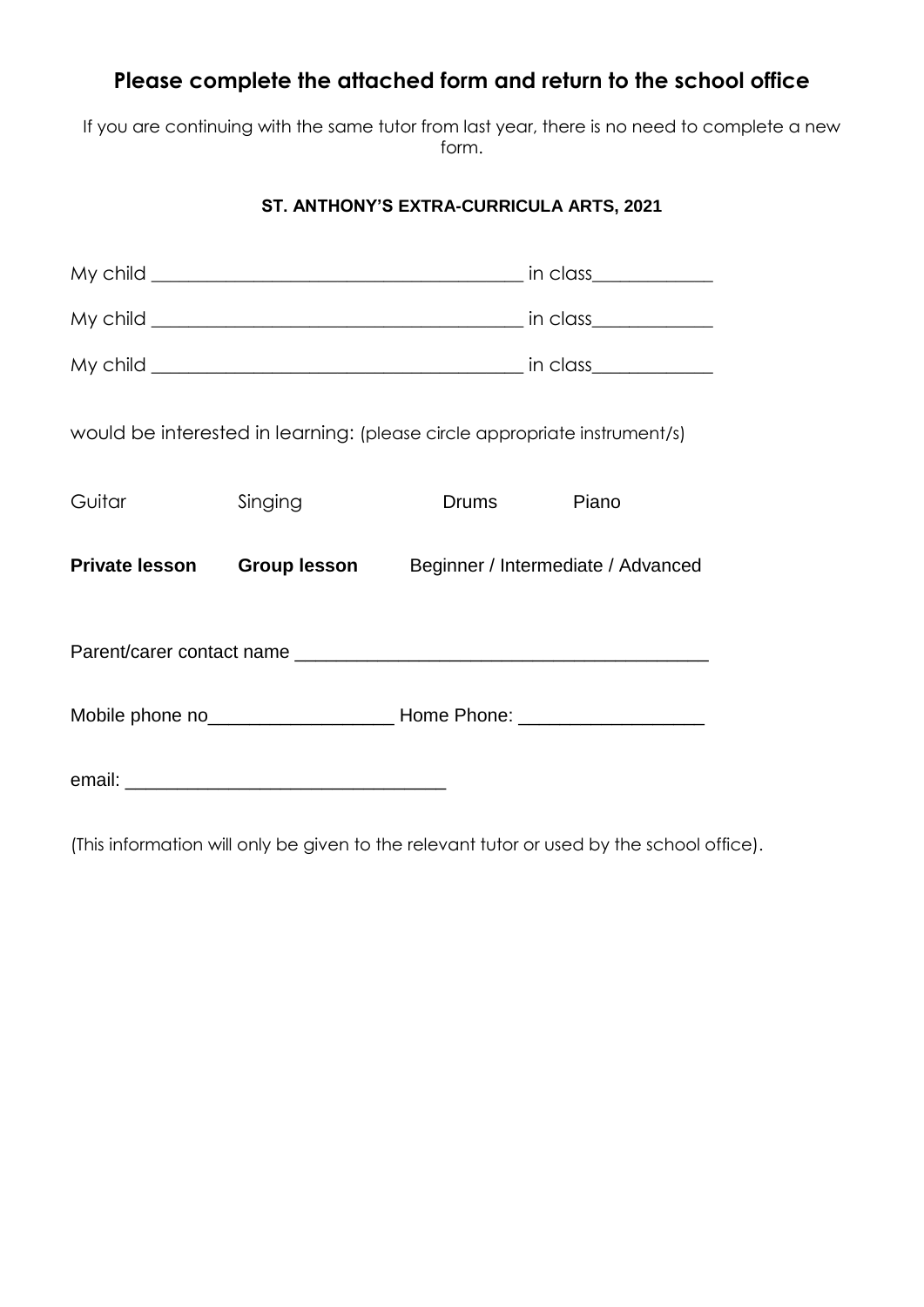## Please complete the attached form and return to the school office

If you are continuing with the same tutor from last year, there is no need to complete a new form.

**ST. ANTHONY'S EXTRA-CURRICULA ARTS, 2021**

My child ________________________________________ in class____________

My child ________________________________________ in class____________

My child ________________________________________ in class____________

would be interested in learning: (please circle appropriate instrument/s)

Guitar Singing Drums Piano

**Private lesson** **Group lesson** Beginner / Intermediate / Advanced

Parent/carer contact name ________________________________________

Mobile phone no__________________ Home Phone: __________________

email: _______________________________

(This information will only be given to the relevant tutor or used by the school office).